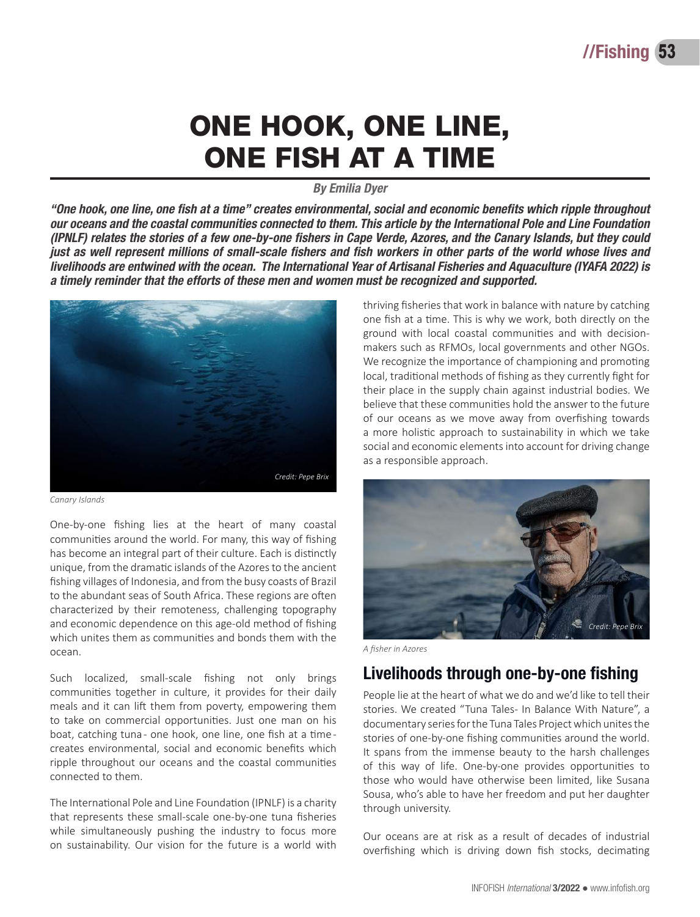# ONE HOOK, ONE LINE, ONE FISH AT A TIME

***By Emilia Dyer***

***"One hook, one line, one fish at a time" creates environmental, social and economic benefits which ripple throughout our oceans and the coastal communities connected to them. This article by the International Pole and Line Foundation (IPNLF) relates the stories of a few one-by-one fishers in Cape Verde, Azores, and the Canary Islands, but they could just as well represent millions of small-scale fishers and fish workers in other parts of the world whose lives and livelihoods are entwined with the ocean. The International Year of Artisanal Fisheries and Aquaculture (IYAFA 2022) is a timely reminder that the efforts of these men and women must be recognized and supported.***

*Credit: Pepe Brix*

*Canary Islands*

One-by-one fishing lies at the heart of many coastal communities around the world. For many, this way of fishing has become an integral part of their culture. Each is distinctly unique, from the dramatic islands of the Azores to the ancient fishing villages of Indonesia, and from the busy coasts of Brazil to the abundant seas of South Africa. These regions are often characterized by their remoteness, challenging topography and economic dependence on this age-old method of fishing which unites them as communities and bonds them with the ocean.

Such localized, small-scale fishing not only brings communities together in culture, it provides for their daily meals and it can lift them from poverty, empowering them to take on commercial opportunities. Just one man on his boat, catching tuna - one hook, one line, one fish at a time - creates environmental, social and economic benefits which ripple throughout our oceans and the coastal communities connected to them.

The International Pole and Line Foundation (IPNLF) is a charity that represents these small-scale one-by-one tuna fisheries while simultaneously pushing the industry to focus more on sustainability. Our vision for the future is a world with thriving fisheries that work in balance with nature by catching one fish at a time. This is why we work, both directly on the ground with local coastal communities and with decision-makers such as RFMOs, local governments and other NGOs. We recognize the importance of championing and promoting local, traditional methods of fishing as they currently fight for their place in the supply chain against industrial bodies. We believe that these communities hold the answer to the future of our oceans as we move away from overfishing towards a more holistic approach to sustainability in which we take social and economic elements into account for driving change as a responsible approach.

*Credit: Pepe Brix*

*A fisher in Azores*

## Livelihoods through one-by-one fishing

People lie at the heart of what we do and we'd like to tell their stories. We created "Tuna Tales- In Balance With Nature", a documentary series for the Tuna Tales Project which unites the stories of one-by-one fishing communities around the world. It spans from the immense beauty to the harsh challenges of this way of life. One-by-one provides opportunities to those who would have otherwise been limited, like Susana Sousa, who's able to have her freedom and put her daughter through university.

Our oceans are at risk as a result of decades of industrial overfishing which is driving down fish stocks, decimating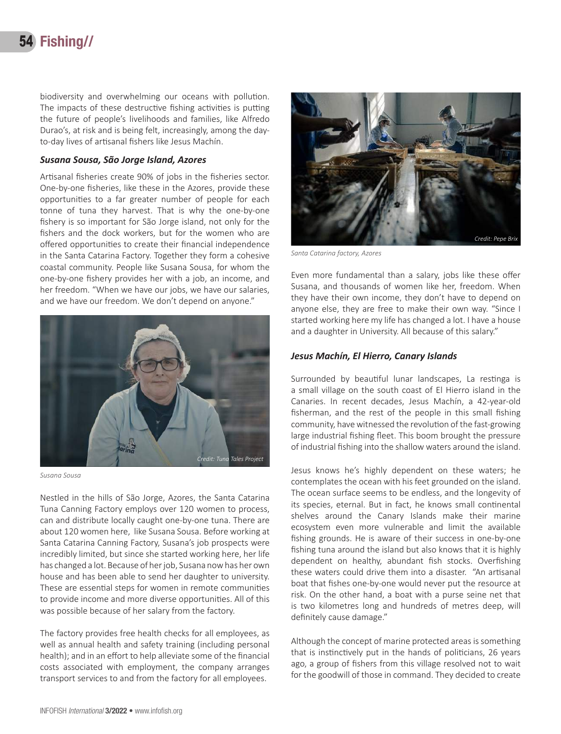biodiversity and overwhelming our oceans with pollution. The impacts of these destructive fishing activities is putting the future of people's livelihoods and families, like Alfredo Durao's, at risk and is being felt, increasingly, among the day-to-day lives of artisanal fishers like Jesus Machín.

### *Susana Sousa, São Jorge Island, Azores*

Artisanal fisheries create 90% of jobs in the fisheries sector. One-by-one fisheries, like these in the Azores, provide these opportunities to a far greater number of people for each tonne of tuna they harvest. That is why the one-by-one fishery is so important for São Jorge island, not only for the fishers and the dock workers, but for the women who are offered opportunities to create their financial independence in the Santa Catarina Factory. Together they form a cohesive coastal community. People like Susana Sousa, for whom the one-by-one fishery provides her with a job, an income, and her freedom. "When we have our jobs, we have our salaries, and we have our freedom. We don't depend on anyone."

*Credit: Tuna Tales Project*

*Susana Sousa*

Nestled in the hills of São Jorge, Azores, the Santa Catarina Tuna Canning Factory employs over 120 women to process, can and distribute locally caught one-by-one tuna. There are about 120 women here, like Susana Sousa. Before working at Santa Catarina Canning Factory, Susana's job prospects were incredibly limited, but since she started working here, her life has changed a lot. Because of her job, Susana now has her own house and has been able to send her daughter to university. These are essential steps for women in remote communities to provide income and more diverse opportunities. All of this was possible because of her salary from the factory.

The factory provides free health checks for all employees, as well as annual health and safety training (including personal health); and in an effort to help alleviate some of the financial costs associated with employment, the company arranges transport services to and from the factory for all employees.

*Credit: Pepe Brix*

*Santa Catarina factory, Azores*

Even more fundamental than a salary, jobs like these offer Susana, and thousands of women like her, freedom. When they have their own income, they don't have to depend on anyone else, they are free to make their own way. "Since I started working here my life has changed a lot. I have a house and a daughter in University. All because of this salary."

### *Jesus Machín, El Hierro, Canary Islands*

Surrounded by beautiful lunar landscapes, La restinga is a small village on the south coast of El Hierro island in the Canaries. In recent decades, Jesus Machín, a 42-year-old fisherman, and the rest of the people in this small fishing community, have witnessed the revolution of the fast-growing large industrial fishing fleet. This boom brought the pressure of industrial fishing into the shallow waters around the island.

Jesus knows he's highly dependent on these waters; he contemplates the ocean with his feet grounded on the island. The ocean surface seems to be endless, and the longevity of its species, eternal. But in fact, he knows small continental shelves around the Canary Islands make their marine ecosystem even more vulnerable and limit the available fishing grounds. He is aware of their success in one-by-one fishing tuna around the island but also knows that it is highly dependent on healthy, abundant fish stocks. Overfishing these waters could drive them into a disaster. "An artisanal boat that fishes one-by-one would never put the resource at risk. On the other hand, a boat with a purse seine net that is two kilometres long and hundreds of metres deep, will definitely cause damage."

Although the concept of marine protected areas is something that is instinctively put in the hands of politicians, 26 years ago, a group of fishers from this village resolved not to wait for the goodwill of those in command. They decided to create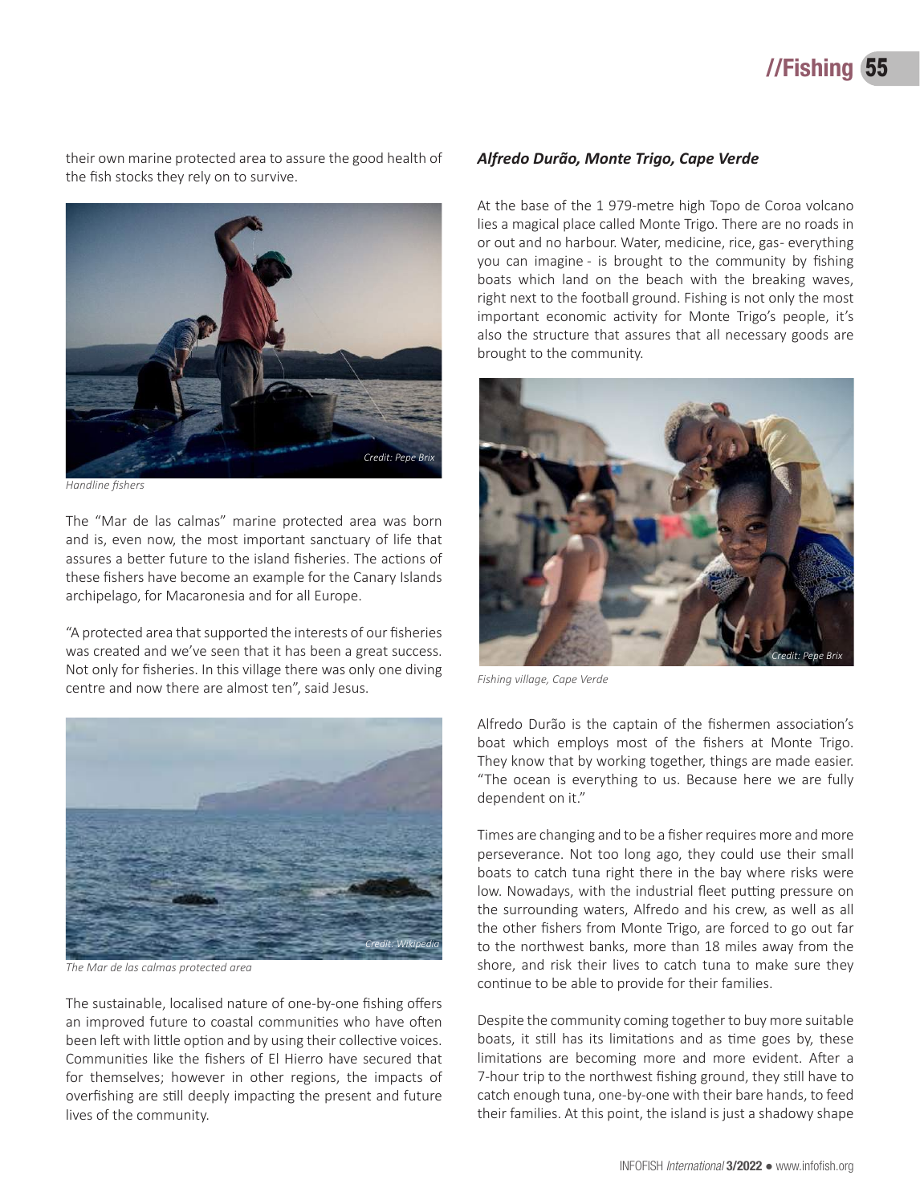their own marine protected area to assure the good health of the fish stocks they rely on to survive.

Credit: Pepe Brix

Handline fishers

The "Mar de las calmas" marine protected area was born and is, even now, the most important sanctuary of life that assures a better future to the island fisheries. The actions of these fishers have become an example for the Canary Islands archipelago, for Macaronesia and for all Europe.

"A protected area that supported the interests of our fisheries was created and we've seen that it has been a great success. Not only for fisheries. In this village there was only one diving centre and now there are almost ten", said Jesus.

Credit: Wikipedia

The Mar de las calmas protected area

The sustainable, localised nature of one-by-one fishing offers an improved future to coastal communities who have often been left with little option and by using their collective voices. Communities like the fishers of El Hierro have secured that for themselves; however in other regions, the impacts of overfishing are still deeply impacting the present and future lives of the community.

### *Alfredo Durão, Monte Trigo, Cape Verde*

At the base of the 1 979-metre high Topo de Coroa volcano lies a magical place called Monte Trigo. There are no roads in or out and no harbour. Water, medicine, rice, gas- everything you can imagine - is brought to the community by fishing boats which land on the beach with the breaking waves, right next to the football ground. Fishing is not only the most important economic activity for Monte Trigo's people, it's also the structure that assures that all necessary goods are brought to the community.

Credit: Pepe Brix

Fishing village, Cape Verde

Alfredo Durão is the captain of the fishermen association's boat which employs most of the fishers at Monte Trigo. They know that by working together, things are made easier. "The ocean is everything to us. Because here we are fully dependent on it."

Times are changing and to be a fisher requires more and more perseverance. Not too long ago, they could use their small boats to catch tuna right there in the bay where risks were low. Nowadays, with the industrial fleet putting pressure on the surrounding waters, Alfredo and his crew, as well as all the other fishers from Monte Trigo, are forced to go out far to the northwest banks, more than 18 miles away from the shore, and risk their lives to catch tuna to make sure they continue to be able to provide for their families.

Despite the community coming together to buy more suitable boats, it still has its limitations and as time goes by, these limitations are becoming more and more evident. After a 7-hour trip to the northwest fishing ground, they still have to catch enough tuna, one-by-one with their bare hands, to feed their families. At this point, the island is just a shadowy shape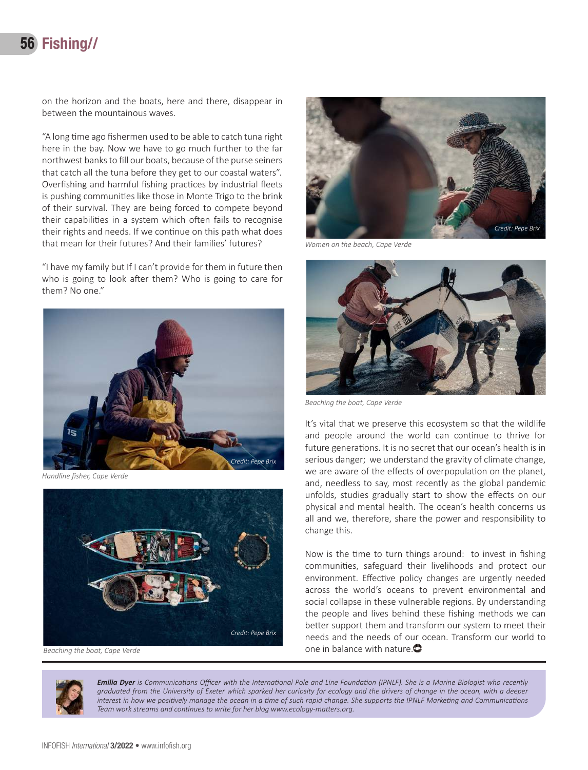on the horizon and the boats, here and there, disappear in between the mountainous waves.

"A long time ago fishermen used to be able to catch tuna right here in the bay. Now we have to go much further to the far northwest banks to fill our boats, because of the purse seiners that catch all the tuna before they get to our coastal waters". Overfishing and harmful fishing practices by industrial fleets is pushing communities like those in Monte Trigo to the brink of their survival. They are being forced to compete beyond their capabilities in a system which often fails to recognise their rights and needs. If we continue on this path what does that mean for their futures? And their families' futures?

"I have my family but If I can't provide for them in future then who is going to look after them? Who is going to care for them? No one."

Credit: Pepe Brix

*Handline fisher, Cape Verde*

Credit: Pepe Brix

*Beaching the boat, Cape Verde*

Credit: Pepe Brix

*Women on the beach, Cape Verde*

*Beaching the boat, Cape Verde*

It's vital that we preserve this ecosystem so that the wildlife and people around the world can continue to thrive for future generations. It is no secret that our ocean's health is in serious danger; we understand the gravity of climate change, we are aware of the effects of overpopulation on the planet, and, needless to say, most recently as the global pandemic unfolds, studies gradually start to show the effects on our physical and mental health. The ocean's health concerns us all and we, therefore, share the power and responsibility to change this.

Now is the time to turn things around: to invest in fishing communities, safeguard their livelihoods and protect our environment. Effective policy changes are urgently needed across the world's oceans to prevent environmental and social collapse in these vulnerable regions. By understanding the people and lives behind these fishing methods we can better support them and transform our system to meet their needs and the needs of our ocean. Transform our world to one in balance with nature.

***Emilia Dyer*** *is Communications Officer with the International Pole and Line Foundation (IPNLF). She is a Marine Biologist who recently graduated from the University of Exeter which sparked her curiosity for ecology and the drivers of change in the ocean, with a deeper interest in how we positively manage the ocean in a time of such rapid change. She supports the IPNLF Marketing and Communications Team work streams and continues to write for her blog www.ecology-matters.org.*